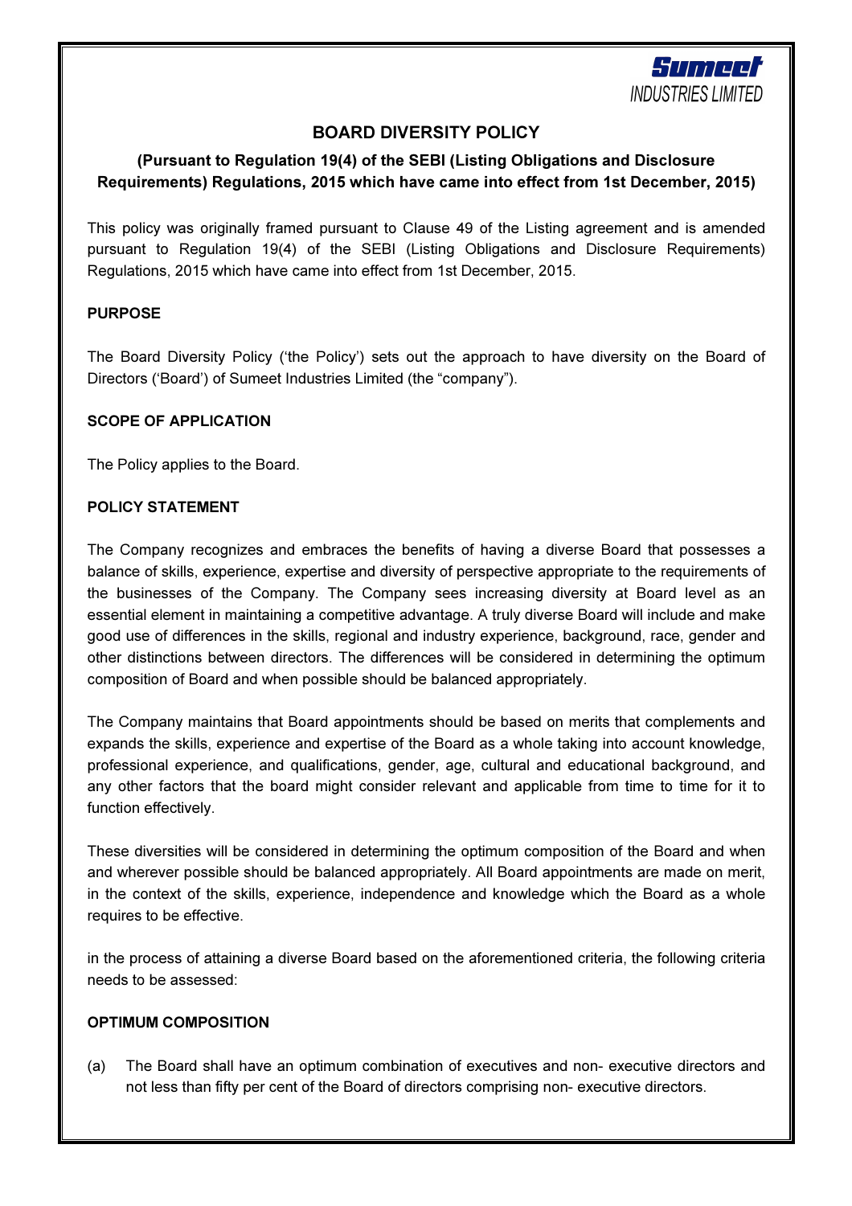Sumeet INDUSTRIES LIMITED

# BOARD DIVERSITY POLICY

## (Pursuant to Regulation 19(4) of the SEBI (Listing Obligations and Disclosure Requirements) Regulations, 2015 which have came into effect from 1st December, 2015)

This policy was originally framed pursuant to Clause 49 of the Listing agreement and is amended pursuant to Regulation 19(4) of the SEBI (Listing Obligations and Disclosure Requirements) Regulations, 2015 which have came into effect from 1st December, 2015.

**PURPOSE**

The Board Diversity Policy ('the Policy') sets out the approach to have diversity on the Board of Directors ('Board') of Sumeet Industries Limited (the "company").

**SCOPE OF APPLICATION**

The Policy applies to the Board.

**POLICY STATEMENT**

The Company recognizes and embraces the benefits of having a diverse Board that possesses a balance of skills, experience, expertise and diversity of perspective appropriate to the requirements of the businesses of the Company. The Company sees increasing diversity at Board level as an essential element in maintaining a competitive advantage. A truly diverse Board will include and make good use of differences in the skills, regional and industry experience, background, race, gender and other distinctions between directors. The differences will be considered in determining the optimum composition of Board and when possible should be balanced appropriately.

The Company maintains that Board appointments should be based on merits that complements and expands the skills, experience and expertise of the Board as a whole taking into account knowledge, professional experience, and qualifications, gender, age, cultural and educational background, and any other factors that the board might consider relevant and applicable from time to time for it to function effectively.

These diversities will be considered in determining the optimum composition of the Board and when and wherever possible should be balanced appropriately. All Board appointments are made on merit, in the context of the skills, experience, independence and knowledge which the Board as a whole requires to be effective.

in the process of attaining a diverse Board based on the aforementioned criteria, the following criteria needs to be assessed:

**OPTIMUM COMPOSITION**

(a) The Board shall have an optimum combination of executives and non- executive directors and not less than fifty per cent of the Board of directors comprising non- executive directors.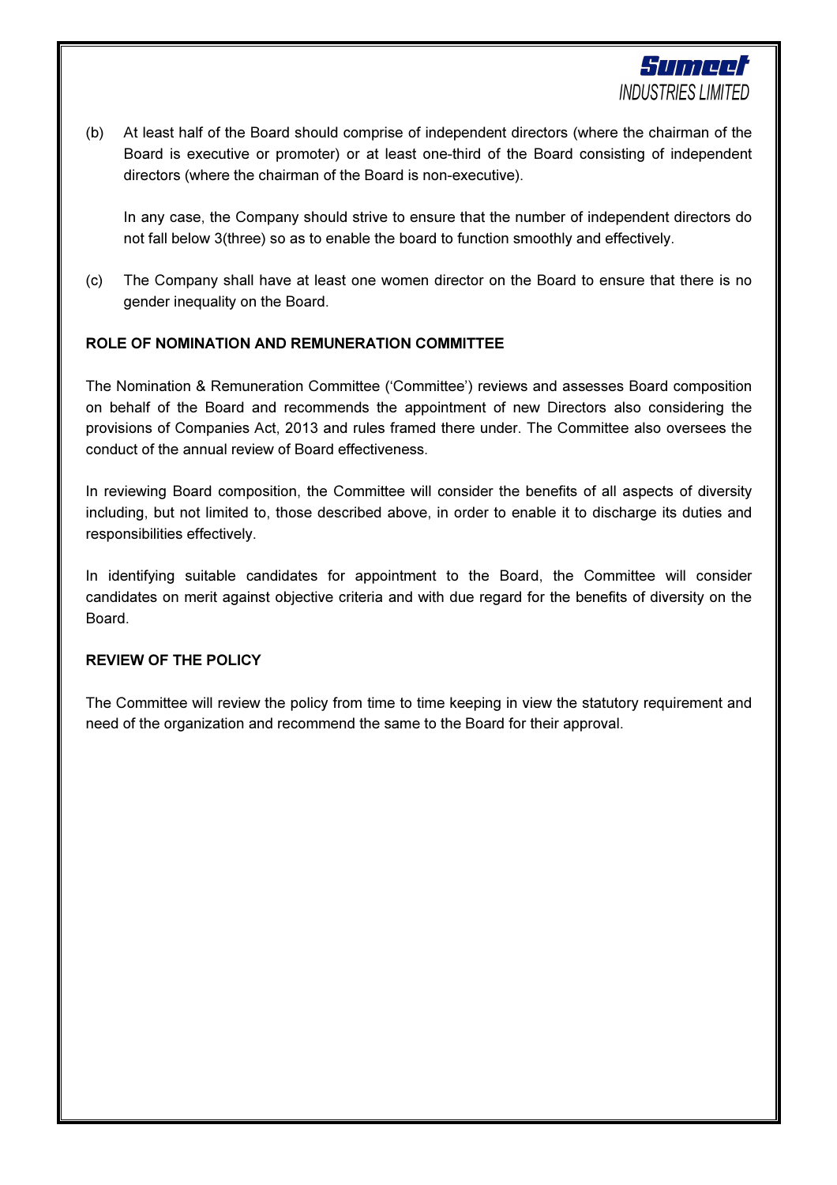(b) At least half of the Board should comprise of independent directors (where the chairman of the Board is executive or promoter) or at least one-third of the Board consisting of independent directors (where the chairman of the Board is non-executive).

In any case, the Company should strive to ensure that the number of independent directors do not fall below 3(three) so as to enable the board to function smoothly and effectively.

(c) The Company shall have at least one women director on the Board to ensure that there is no gender inequality on the Board.

**ROLE OF NOMINATION AND REMUNERATION COMMITTEE**

The Nomination & Remuneration Committee ('Committee') reviews and assesses Board composition on behalf of the Board and recommends the appointment of new Directors also considering the provisions of Companies Act, 2013 and rules framed there under. The Committee also oversees the conduct of the annual review of Board effectiveness.

In reviewing Board composition, the Committee will consider the benefits of all aspects of diversity including, but not limited to, those described above, in order to enable it to discharge its duties and responsibilities effectively.

In identifying suitable candidates for appointment to the Board, the Committee will consider candidates on merit against objective criteria and with due regard for the benefits of diversity on the Board.

**REVIEW OF THE POLICY**

The Committee will review the policy from time to time keeping in view the statutory requirement and need of the organization and recommend the same to the Board for their approval.